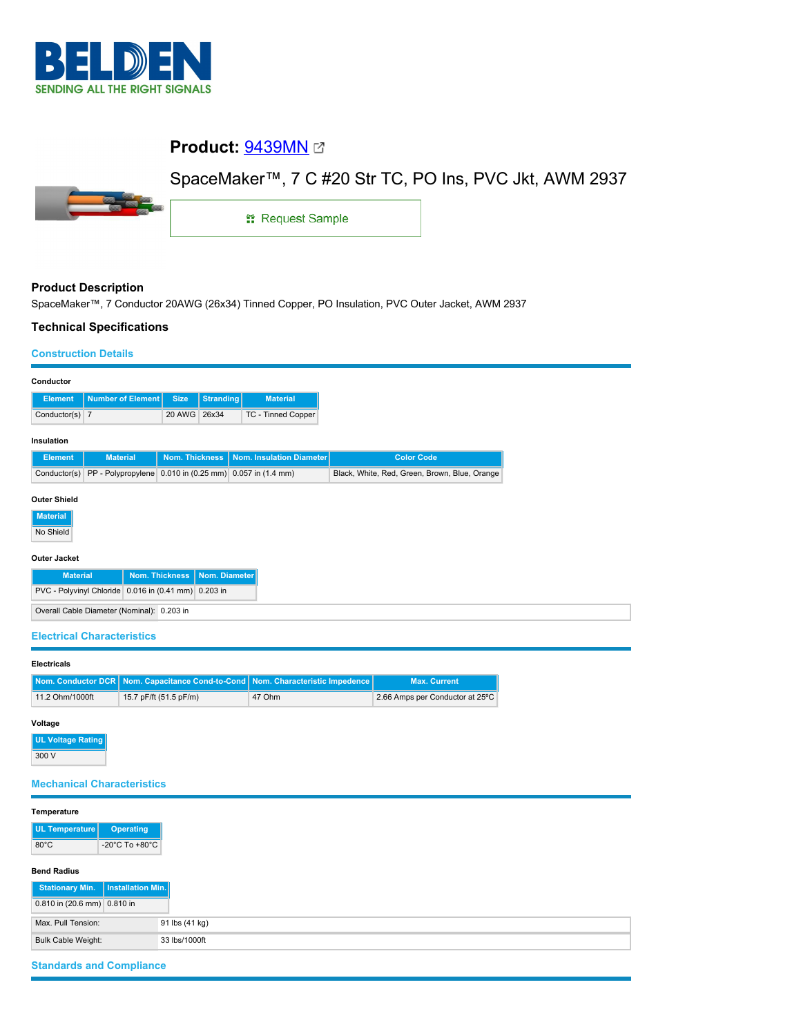# BELDEN

SENDING ALL THE RIGHT SIGNALS

## Product: 9439MN

SpaceMaker™, 7 C #20 Str TC, PO Ins, PVC Jkt, AWM 2937

Request Sample

### Product Description

SpaceMaker™, 7 Conductor 20AWG (26x34) Tinned Copper, PO Insulation, PVC Outer Jacket, AWM 2937

### Technical Specifications

#### Construction Details

**Conductor**

| Element | Number of Element | Size | Stranding | Material |
|---|---|---|---|---|
| Conductor(s) | 7 | 20 AWG | 26x34 | TC - Tinned Copper |

**Insulation**

| Element | Material | Nom. Thickness | Nom. Insulation Diameter | Color Code |
|---|---|---|---|---|
| Conductor(s) | PP - Polypropylene | 0.010 in (0.25 mm) | 0.057 in (1.4 mm) | Black, White, Red, Green, Brown, Blue, Orange |

**Outer Shield**

| Material |
|---|
| No Shield |

**Outer Jacket**

| Material | Nom. Thickness | Nom. Diameter |
|---|---|---|
| PVC - Polyvinyl Chloride | 0.016 in (0.41 mm) | 0.203 in |

| Overall Cable Diameter (Nominal): | 0.203 in |
|---|---|

#### Electrical Characteristics

**Electricals**

| Nom. Conductor DCR | Nom. Capacitance Cond-to-Cond | Nom. Characteristic Impedence | Max. Current |
|---|---|---|---|
| 11.2 Ohm/1000ft | 15.7 pF/ft (51.5 pF/m) | 47 Ohm | 2.66 Amps per Conductor at 25ºC |

**Voltage**

| UL Voltage Rating |
|---|
| 300 V |

#### Mechanical Characteristics

**Temperature**

| UL Temperature | Operating |
|---|---|
| 80°C | -20°C To +80°C |

**Bend Radius**

| Stationary Min. | Installation Min. |
|---|---|
| 0.810 in (20.6 mm) | 0.810 in |

| Max. Pull Tension: | 91 lbs (41 kg) |
|---|---|
| Bulk Cable Weight: | 33 lbs/1000ft |

#### Standards and Compliance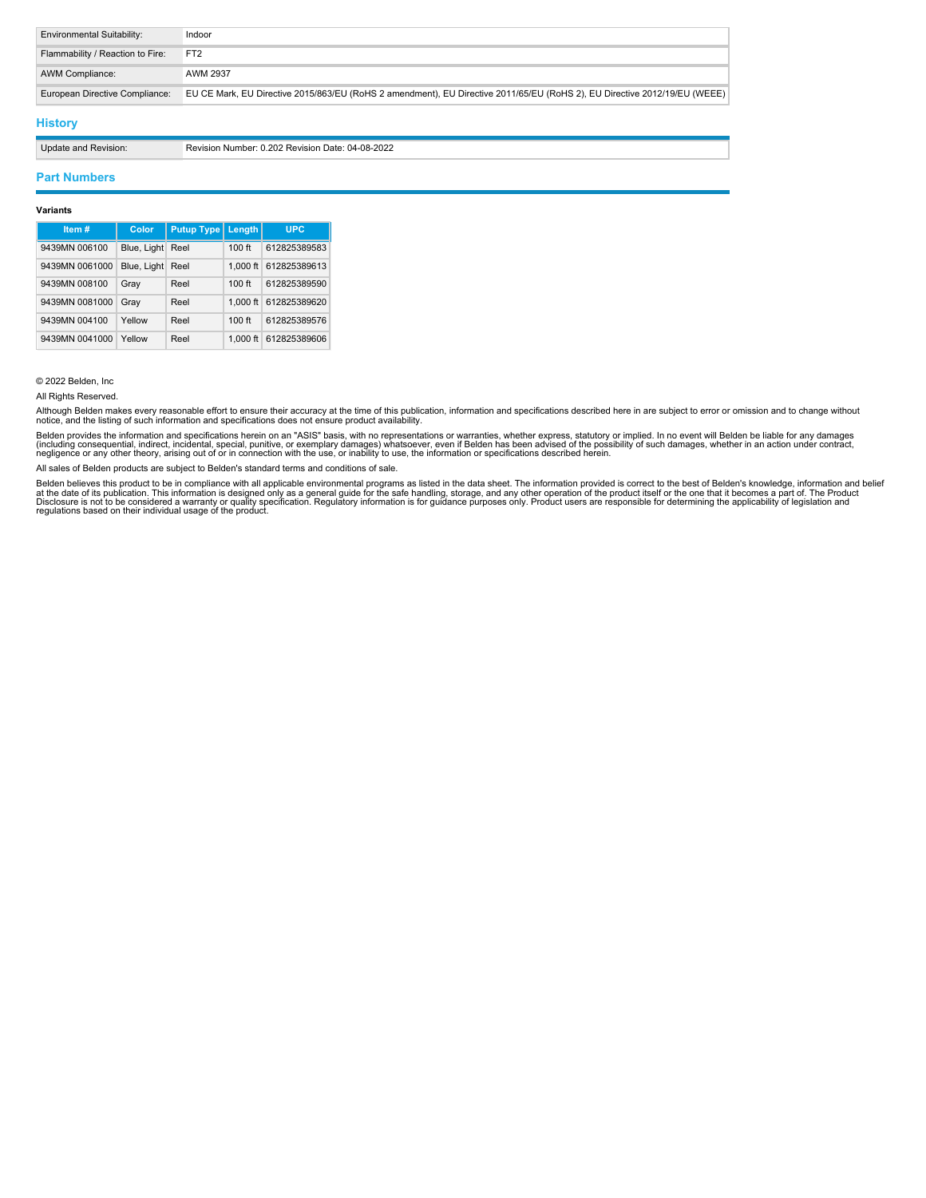| | |
|---|---|
| Environmental Suitability: | Indoor |
| Flammability / Reaction to Fire: | FT2 |
| AWM Compliance: | AWM 2937 |
| European Directive Compliance: | EU CE Mark, EU Directive 2015/863/EU (RoHS 2 amendment), EU Directive 2011/65/EU (RoHS 2), EU Directive 2012/19/EU (WEEE) |

## History

| | |
|---|---|
| Update and Revision: | Revision Number: 0.202 Revision Date: 04-08-2022 |

## Part Numbers

**Variants**

| Item # | Color | Putup Type | Length | UPC |
|---|---|---|---|---|
| 9439MN 006100 | Blue, Light | Reel | 100 ft | 612825389583 |
| 9439MN 0061000 | Blue, Light | Reel | 1,000 ft | 612825389613 |
| 9439MN 008100 | Gray | Reel | 100 ft | 612825389590 |
| 9439MN 0081000 | Gray | Reel | 1,000 ft | 612825389620 |
| 9439MN 004100 | Yellow | Reel | 100 ft | 612825389576 |
| 9439MN 0041000 | Yellow | Reel | 1,000 ft | 612825389606 |

© 2022 Belden, Inc

All Rights Reserved.

Although Belden makes every reasonable effort to ensure their accuracy at the time of this publication, information and specifications described here in are subject to error or omission and to change without notice, and the listing of such information and specifications does not ensure product availability.

Belden provides the information and specifications herein on an "ASIS" basis, with no representations or warranties, whether express, statutory or implied. In no event will Belden be liable for any damages (including consequential, indirect, incidental, special, punitive, or exemplary damages) whatsoever, even if Belden has been advised of the possibility of such damages, whether in an action under contract, negligence or any other theory, arising out of or in connection with the use, or inability to use, the information or specifications described herein.

All sales of Belden products are subject to Belden's standard terms and conditions of sale.

Belden believes this product to be in compliance with all applicable environmental programs as listed in the data sheet. The information provided is correct to the best of Belden's knowledge, information and belief at the date of its publication. This information is designed only as a general guide for the safe handling, storage, and any other operation of the product itself or the one that it becomes a part of. The Product Disclosure is not to be considered a warranty or quality specification. Regulatory information is for guidance purposes only. Product users are responsible for determining the applicability of legislation and regulations based on their individual usage of the product.